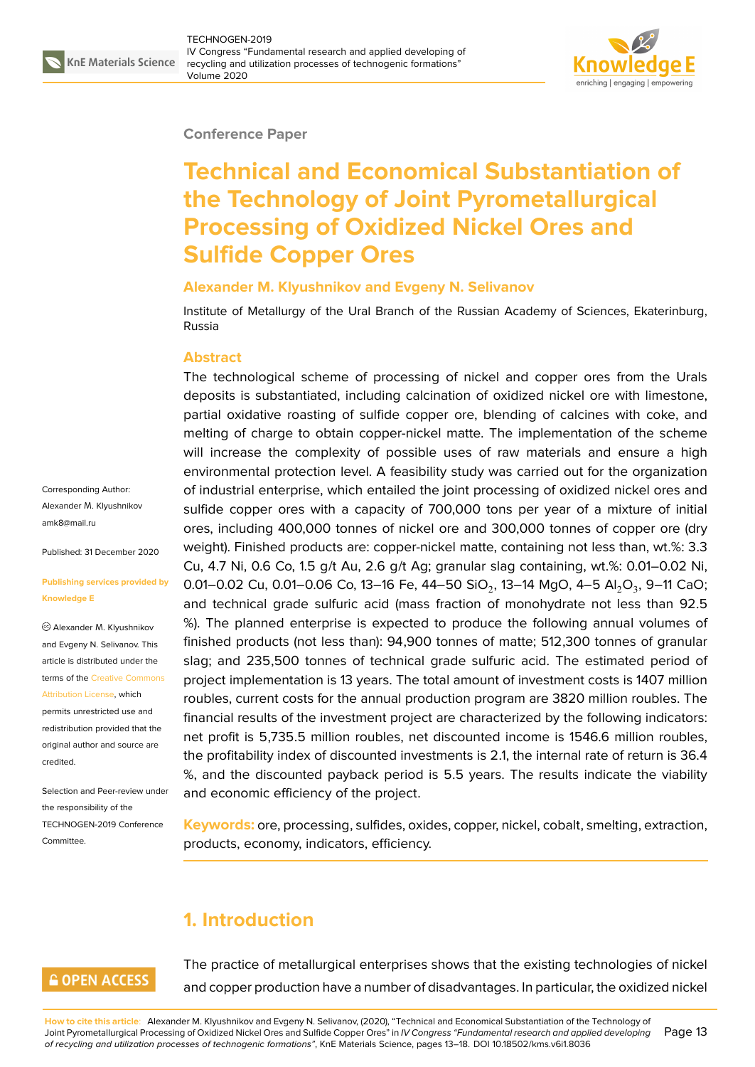Conference Paper

# Technical and Economical Substantiation of the Technology of Joint Pyrometallurgical Processing of Oxidized Nickel Ores and Sulfide Copper Ores

**Alexander M. Klyushnikov and Evgeny N. Selivanov**

Institute of Metallurgy of the Ural Branch of the Russian Academy of Sciences, Ekaterinburg, Russia

Corresponding Author: Alexander M. Klyushnikov amk8@mail.ru

Published: 31 December 2020

Publishing services provided by Knowledge E

© Alexander M. Klyushnikov and Evgeny N. Selivanov. This article is distributed under the terms of the Creative Commons Attribution License, which permits unrestricted use and redistribution provided that the original author and source are credited.

Selection and Peer-review under the responsibility of the TECHNOGEN-2019 Conference Committee.

## Abstract

The technological scheme of processing of nickel and copper ores from the Urals deposits is substantiated, including calcination of oxidized nickel ore with limestone, partial oxidative roasting of sulfide copper ore, blending of calcines with coke, and melting of charge to obtain copper-nickel matte. The implementation of the scheme will increase the complexity of possible uses of raw materials and ensure a high environmental protection level. A feasibility study was carried out for the organization of industrial enterprise, which entailed the joint processing of oxidized nickel ores and sulfide copper ores with a capacity of 700,000 tons per year of a mixture of initial ores, including 400,000 tonnes of nickel ore and 300,000 tonnes of copper ore (dry weight). Finished products are: copper-nickel matte, containing not less than, wt.%: 3.3 Cu, 4.7 Ni, 0.6 Co, 1.5 g/t Au, 2.6 g/t Ag; granular slag containing, wt.%: 0.01–0.02 Ni, 0.01–0.02 Cu, 0.01–0.06 Co, 13–16 Fe, 44–50 $SiO_2$, 13–14 MgO, 4–5 $Al_2O_3$, 9–11 CaO; and technical grade sulfuric acid (mass fraction of monohydrate not less than 92.5 %). The planned enterprise is expected to produce the following annual volumes of finished products (not less than): 94,900 tonnes of matte; 512,300 tonnes of granular slag; and 235,500 tonnes of technical grade sulfuric acid. The estimated period of project implementation is 13 years. The total amount of investment costs is 1407 million roubles, current costs for the annual production program are 3820 million roubles. The financial results of the investment project are characterized by the following indicators: net profit is 5,735.5 million roubles, net discounted income is 1546.6 million roubles, the profitability index of discounted investments is 2.1, the internal rate of return is 36.4 %, and the discounted payback period is 5.5 years. The results indicate the viability and economic efficiency of the project.

**Keywords:** ore, processing, sulfides, oxides, copper, nickel, cobalt, smelting, extraction, products, economy, indicators, efficiency.

## 1. Introduction

The practice of metallurgical enterprises shows that the existing technologies of nickel and copper production have a number of disadvantages. In particular, the oxidized nickel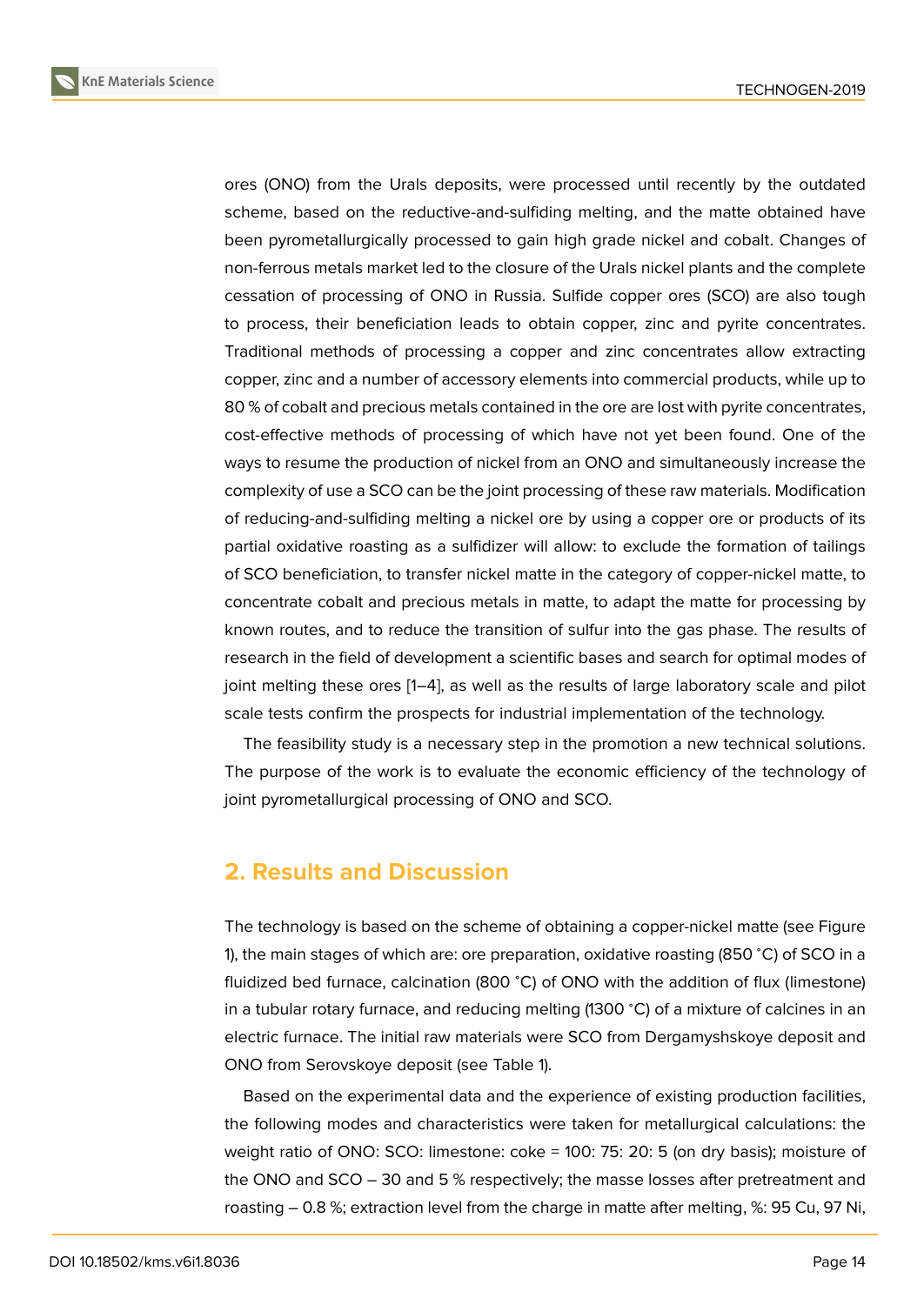ores (ONO) from the Urals deposits, were processed until recently by the outdated scheme, based on the reductive-and-sulfiding melting, and the matte obtained have been pyrometallurgically processed to gain high grade nickel and cobalt. Changes of non-ferrous metals market led to the closure of the Urals nickel plants and the complete cessation of processing of ONO in Russia. Sulfide copper ores (SCO) are also tough to process, their beneficiation leads to obtain copper, zinc and pyrite concentrates. Traditional methods of processing a copper and zinc concentrates allow extracting copper, zinc and a number of accessory elements into commercial products, while up to 80 % of cobalt and precious metals contained in the ore are lost with pyrite concentrates, cost-effective methods of processing of which have not yet been found. One of the ways to resume the production of nickel from an ONO and simultaneously increase the complexity of use a SCO can be the joint processing of these raw materials. Modification of reducing-and-sulfiding melting a nickel ore by using a copper ore or products of its partial oxidative roasting as a sulfidizer will allow: to exclude the formation of tailings of SCO beneficiation, to transfer nickel matte in the category of copper-nickel matte, to concentrate cobalt and precious metals in matte, to adapt the matte for processing by known routes, and to reduce the transition of sulfur into the gas phase. The results of research in the field of development a scientific bases and search for optimal modes of joint melting these ores [1–4], as well as the results of large laboratory scale and pilot scale tests confirm the prospects for industrial implementation of the technology.

The feasibility study is a necessary step in the promotion a new technical solutions. The purpose of the work is to evaluate the economic efficiency of the technology of joint pyrometallurgical processing of ONO and SCO.

## 2. Results and Discussion

The technology is based on the scheme of obtaining a copper-nickel matte (see Figure 1), the main stages of which are: ore preparation, oxidative roasting (850 °C) of SCO in a fluidized bed furnace, calcination (800 °C) of ONO with the addition of flux (limestone) in a tubular rotary furnace, and reducing melting (1300 °C) of a mixture of calcines in an electric furnace. The initial raw materials were SCO from Dergamyshskoye deposit and ONO from Serovskoye deposit (see Table 1).

Based on the experimental data and the experience of existing production facilities, the following modes and characteristics were taken for metallurgical calculations: the weight ratio of ONO: SCO: limestone: coke = 100: 75: 20: 5 (on dry basis); moisture of the ONO and SCO – 30 and 5 % respectively; the masse losses after pretreatment and roasting – 0.8 %; extraction level from the charge in matte after melting, %: 95 Cu, 97 Ni,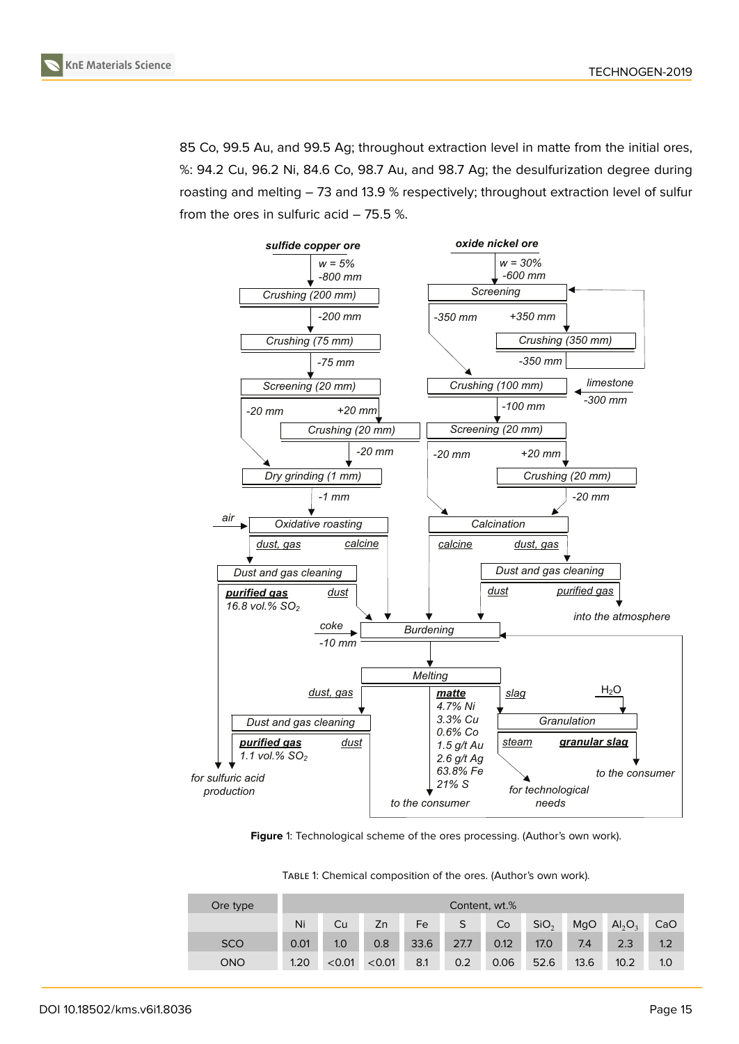85 Co, 99.5 Au, and 99.5 Ag; throughout extraction level in matte from the initial ores, %: 94.2 Cu, 96.2 Ni, 84.6 Co, 98.7 Au, and 98.7 Ag; the desulfurization degree during roasting and melting – 73 and 13.9 % respectively; throughout extraction level of sulfur from the ores in sulfuric acid – 75.5 %.

**Figure** 1: Technological scheme of the ores processing. (Author's own work).

Table 1: Chemical composition of the ores. (Author's own work).

| Ore type | Content, wt.% | | | | | | | | | |
|---|---|---|---|---|---|---|---|---|---|---|
| | Ni | Cu | Zn | Fe | S | Co | $SiO_2$ | MgO | $Al_2O_3$ | CaO |
| SCO | 0.01 | 1.0 | 0.8 | 33.6 | 27.7 | 0.12 | 17.0 | 7.4 | 2.3 | 1.2 |
| ONO | 1.20 | <0.01 | <0.01 | 8.1 | 0.2 | 0.06 | 52.6 | 13.6 | 10.2 | 1.0 |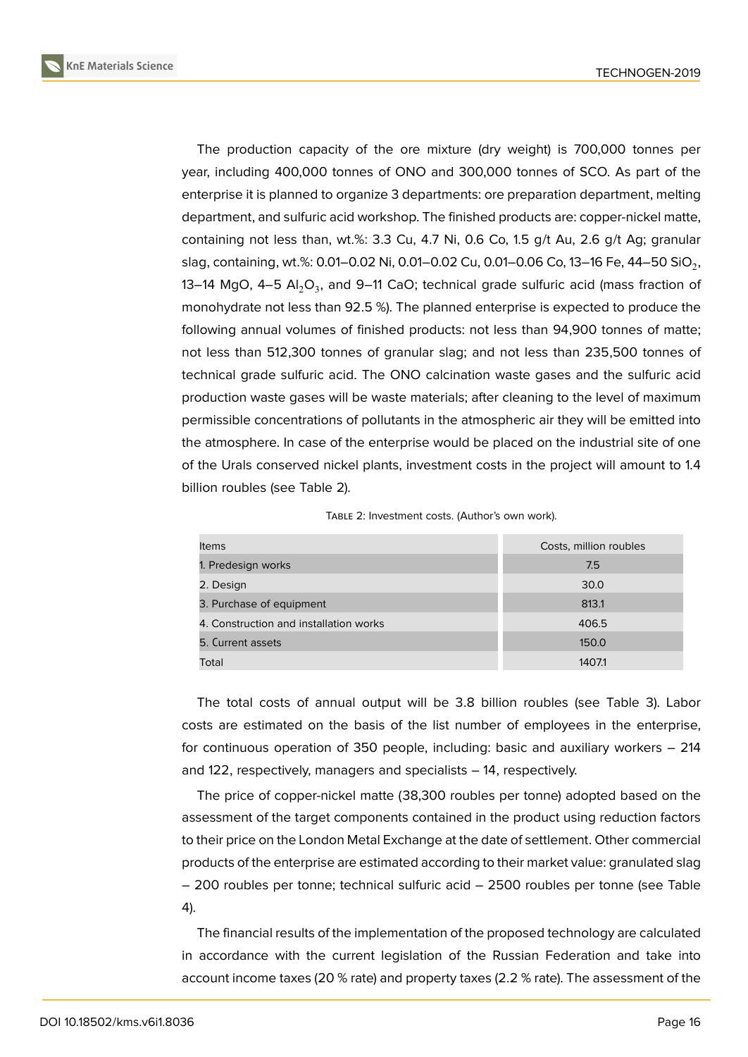The production capacity of the ore mixture (dry weight) is 700,000 tonnes per year, including 400,000 tonnes of ONO and 300,000 tonnes of SCO. As part of the enterprise it is planned to organize 3 departments: ore preparation department, melting department, and sulfuric acid workshop. The finished products are: copper-nickel matte, containing not less than, wt.%: 3.3 Cu, 4.7 Ni, 0.6 Co, 1.5 g/t Au, 2.6 g/t Ag; granular slag, containing, wt.%: 0.01–0.02 Ni, 0.01–0.02 Cu, 0.01–0.06 Co, 13–16 Fe, 44–50 $SiO_2$, 13–14 MgO, 4–5 $Al_2O_3$, and 9–11 CaO; technical grade sulfuric acid (mass fraction of monohydrate not less than 92.5 %). The planned enterprise is expected to produce the following annual volumes of finished products: not less than 94,900 tonnes of matte; not less than 512,300 tonnes of granular slag; and not less than 235,500 tonnes of technical grade sulfuric acid. The ONO calcination waste gases and the sulfuric acid production waste gases will be waste materials; after cleaning to the level of maximum permissible concentrations of pollutants in the atmospheric air they will be emitted into the atmosphere. In case of the enterprise would be placed on the industrial site of one of the Urals conserved nickel plants, investment costs in the project will amount to 1.4 billion roubles (see Table 2).

Table 2: Investment costs. (Author's own work).

| Items | Costs, million roubles |
|---|---|
| 1. Predesign works | 7.5 |
| 2. Design | 30.0 |
| 3. Purchase of equipment | 813.1 |
| 4. Construction and installation works | 406.5 |
| 5. Current assets | 150.0 |
| Total | 1407.1 |

The total costs of annual output will be 3.8 billion roubles (see Table 3). Labor costs are estimated on the basis of the list number of employees in the enterprise, for continuous operation of 350 people, including: basic and auxiliary workers – 214 and 122, respectively, managers and specialists – 14, respectively.

The price of copper-nickel matte (38,300 roubles per tonne) adopted based on the assessment of the target components contained in the product using reduction factors to their price on the London Metal Exchange at the date of settlement. Other commercial products of the enterprise are estimated according to their market value: granulated slag – 200 roubles per tonne; technical sulfuric acid – 2500 roubles per tonne (see Table 4).

The financial results of the implementation of the proposed technology are calculated in accordance with the current legislation of the Russian Federation and take into account income taxes (20 % rate) and property taxes (2.2 % rate). The assessment of the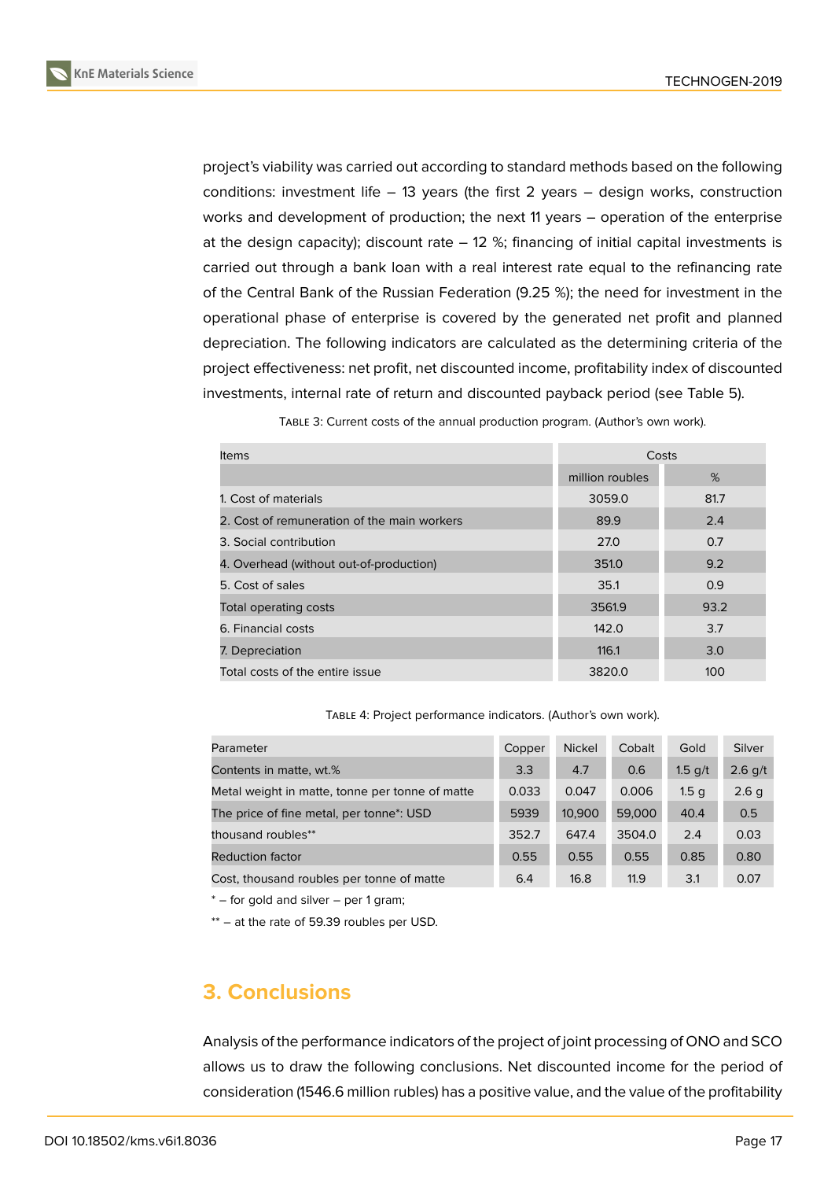project's viability was carried out according to standard methods based on the following conditions: investment life – 13 years (the first 2 years – design works, construction works and development of production; the next 11 years – operation of the enterprise at the design capacity); discount rate – 12 %; financing of initial capital investments is carried out through a bank loan with a real interest rate equal to the refinancing rate of the Central Bank of the Russian Federation (9.25 %); the need for investment in the operational phase of enterprise is covered by the generated net profit and planned depreciation. The following indicators are calculated as the determining criteria of the project effectiveness: net profit, net discounted income, profitability index of discounted investments, internal rate of return and discounted payback period (see Table 5).

Table 3: Current costs of the annual production program. (Author's own work).

| Items | Costs | |
|---|---|---|
| | million roubles | % |
| 1. Cost of materials | 3059.0 | 81.7 |
| 2. Cost of remuneration of the main workers | 89.9 | 2.4 |
| 3. Social contribution | 27.0 | 0.7 |
| 4. Overhead (without out-of-production) | 351.0 | 9.2 |
| 5. Cost of sales | 35.1 | 0.9 |
| Total operating costs | 3561.9 | 93.2 |
| 6. Financial costs | 142.0 | 3.7 |
| 7. Depreciation | 116.1 | 3.0 |
| Total costs of the entire issue | 3820.0 | 100 |

Table 4: Project performance indicators. (Author's own work).

| Parameter | Copper | Nickel | Cobalt | Gold | Silver |
|---|---|---|---|---|---|
| Contents in matte, wt.% | 3.3 | 4.7 | 0.6 | 1.5 g/t | 2.6 g/t |
| Metal weight in matte, tonne per tonne of matte | 0.033 | 0.047 | 0.006 | 1.5 g | 2.6 g |
| The price of fine metal, per tonne*: USD | 5939 | 10,900 | 59,000 | 40.4 | 0.5 |
| thousand roubles** | 352.7 | 647.4 | 3504.0 | 2.4 | 0.03 |
| Reduction factor | 0.55 | 0.55 | 0.55 | 0.85 | 0.80 |
| Cost, thousand roubles per tonne of matte | 6.4 | 16.8 | 11.9 | 3.1 | 0.07 |

* – for gold and silver – per 1 gram;

** – at the rate of 59.39 roubles per USD.

## 3. Conclusions

Analysis of the performance indicators of the project of joint processing of ONO and SCO allows us to draw the following conclusions. Net discounted income for the period of consideration (1546.6 million rubles) has a positive value, and the value of the profitability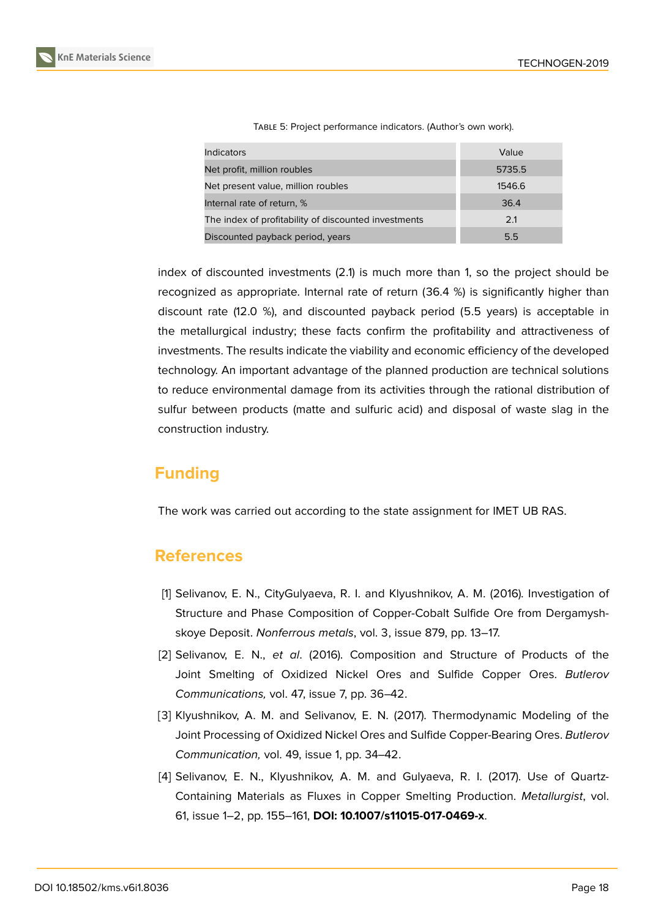Table 5: Project performance indicators. (Author's own work).

| Indicators | Value |
|---|---|
| Net profit, million roubles | 5735.5 |
| Net present value, million roubles | 1546.6 |
| Internal rate of return, % | 36.4 |
| The index of profitability of discounted investments | 2.1 |
| Discounted payback period, years | 5.5 |

index of discounted investments (2.1) is much more than 1, so the project should be recognized as appropriate. Internal rate of return (36.4 %) is significantly higher than discount rate (12.0 %), and discounted payback period (5.5 years) is acceptable in the metallurgical industry; these facts confirm the profitability and attractiveness of investments. The results indicate the viability and economic efficiency of the developed technology. An important advantage of the planned production are technical solutions to reduce environmental damage from its activities through the rational distribution of sulfur between products (matte and sulfuric acid) and disposal of waste slag in the construction industry.

## Funding

The work was carried out according to the state assignment for IMET UB RAS.

## References

[1] Selivanov, E. N., CityGulyaeva, R. I. and Klyushnikov, A. M. (2016). Investigation of Structure and Phase Composition of Copper-Cobalt Sulfide Ore from Dergamyshskoye Deposit. *Nonferrous metals*, vol. 3, issue 879, pp. 13–17.

[2] Selivanov, E. N., *et al*. (2016). Composition and Structure of Products of the Joint Smelting of Oxidized Nickel Ores and Sulfide Copper Ores. *Butlerov Communications,* vol. 47, issue 7, pp. 36–42.

[3] Klyushnikov, A. M. and Selivanov, E. N. (2017). Thermodynamic Modeling of the Joint Processing of Oxidized Nickel Ores and Sulfide Copper-Bearing Ores. *Butlerov Communication,* vol. 49, issue 1, pp. 34–42.

[4] Selivanov, E. N., Klyushnikov, A. M. and Gulyaeva, R. I. (2017). Use of Quartz-Containing Materials as Fluxes in Copper Smelting Production. *Metallurgist*, vol. 61, issue 1–2, pp. 155–161, **DOI: 10.1007/s11015-017-0469-x**.